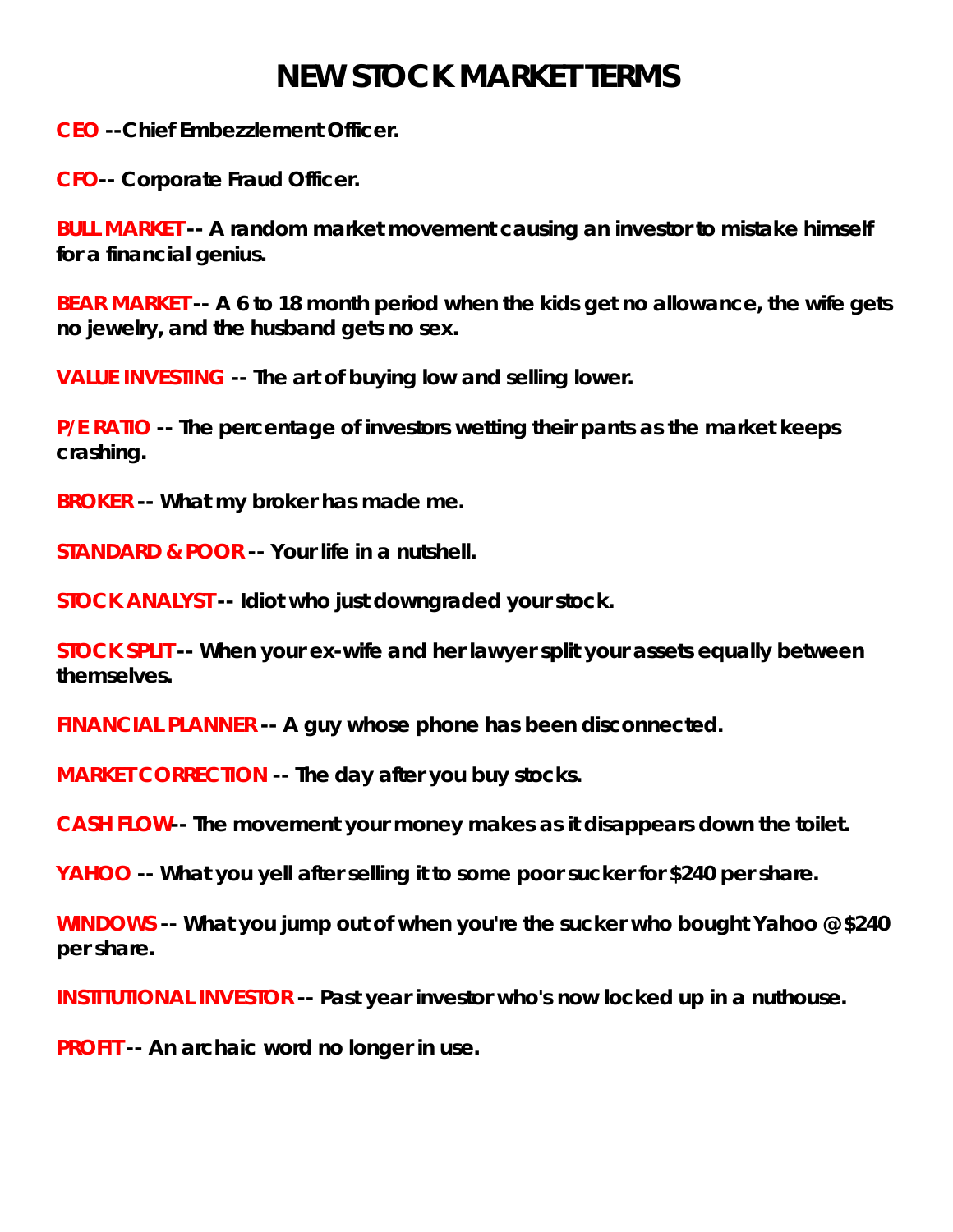# NEW STOCK MARKET TERMS

**CEO --Chief Embezzlement Officer.**

**CFO-- Corporate Fraud Officer.**

**BULL MARKET -- A random market movement causing an investor to mistake himself for a financial genius.**

**BEAR MARKET -- A 6 to 18 month period when the kids get no allowance, the wife gets no jewelry, and the husband gets no sex.**

**VALUE INVESTING -- The art of buying low and selling lower.**

**P/E RATIO -- The percentage of investors wetting their pants as the market keeps crashing.**

**BROKER -- What my broker has made me.**

**STANDARD & POOR -- Your life in a nutshell.**

**STOCK ANALYST -- Idiot who just downgraded your stock.**

**STOCK SPLIT -- When your ex-wife and her lawyer split your assets equally between themselves.**

**FINANCIAL PLANNER -- A guy whose phone has been disconnected.**

**MARKET CORRECTION -- The day after you buy stocks.**

**CASH FLOW-- The movement your money makes as it disappears down the toilet.**

**YAHOO -- What you yell after selling it to some poor sucker for $240 per share.**

**WINDOWS -- What you jump out of when you're the sucker who bought Yahoo @ $240 per share.**

**INSTITUTIONAL INVESTOR -- Past year investor who's now locked up in a nuthouse.**

**PROFIT -- An archaic word no longer in use.**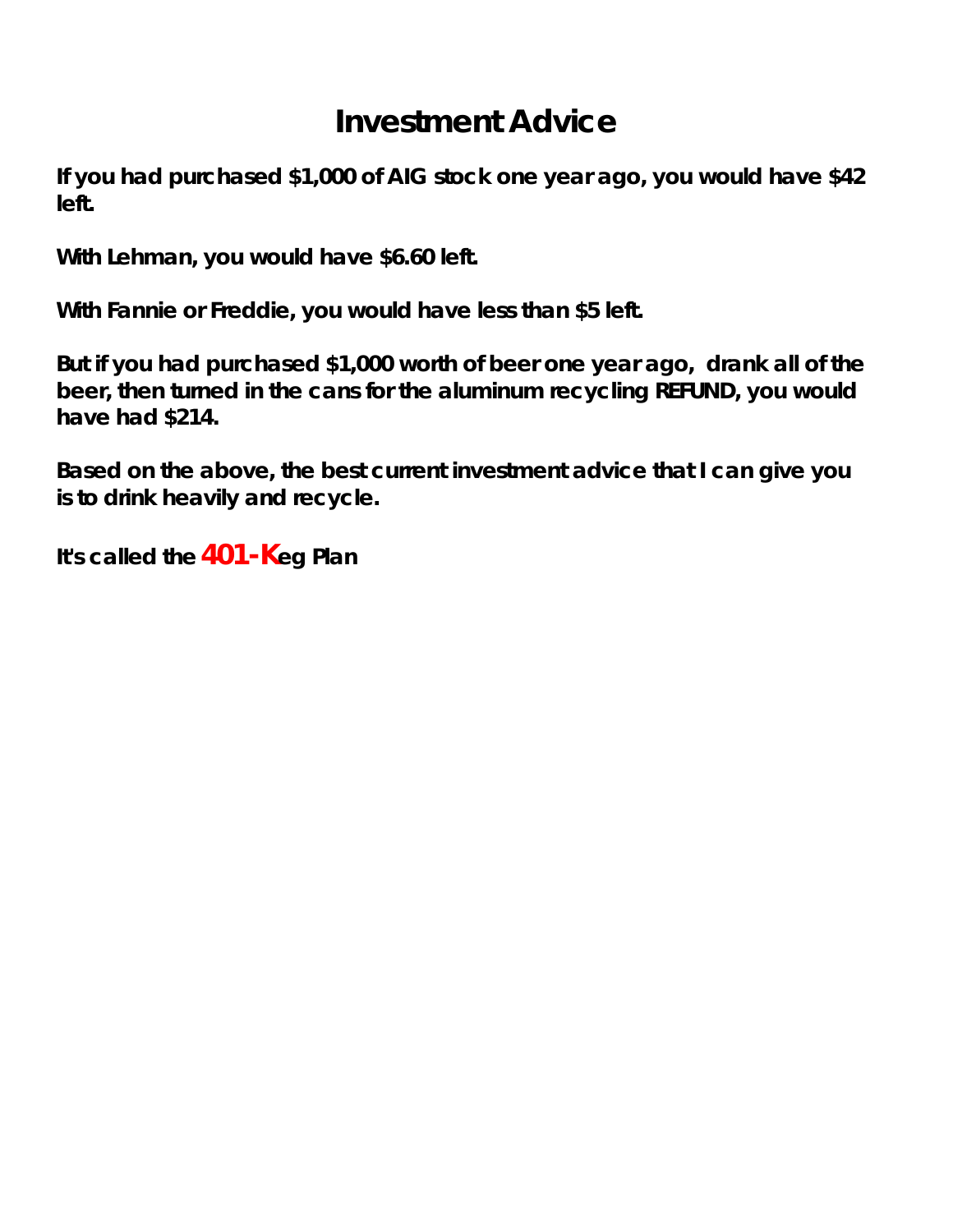# Investment Advice

**If you had purchased $1,000 of AIG stock one year ago, you would have $42 left.**

**With Lehman, you would have $6.60 left.**

**With Fannie or Freddie, you would have less than $5 left.**

**But if you had purchased $1,000 worth of beer one year ago, drank all of the beer, then turned in the cans for the aluminum recycling REFUND, you would have had $214.**

**Based on the above, the best current investment advice that I can give you is to drink heavily and recycle.**

**It's called the 401-Keg Plan**